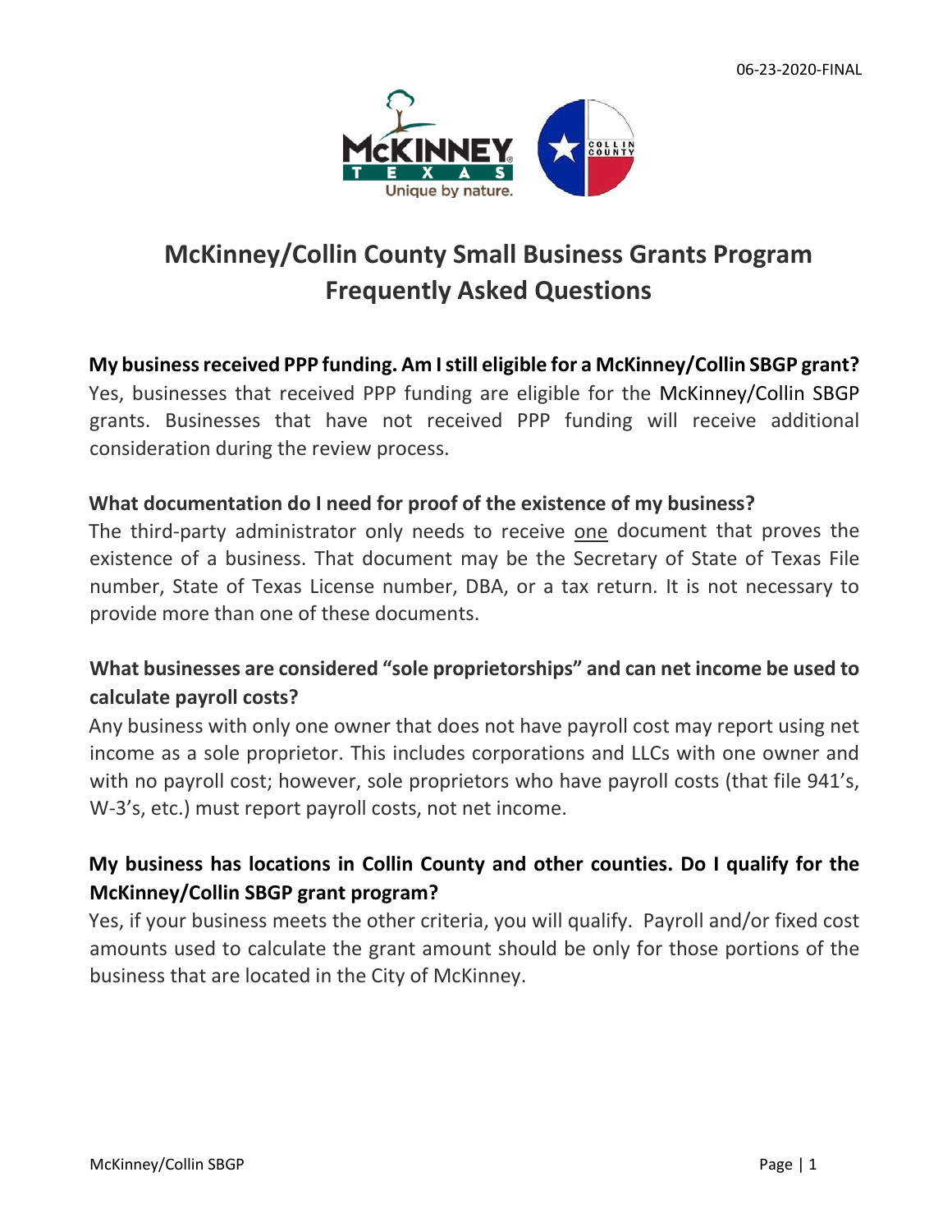06-23-2020-FINAL

# McKinney/Collin County Small Business Grants Program Frequently Asked Questions

**My business received PPP funding. Am I still eligible for a McKinney/Collin SBGP grant?**

Yes, businesses that received PPP funding are eligible for the McKinney/Collin SBGP grants. Businesses that have not received PPP funding will receive additional consideration during the review process.

**What documentation do I need for proof of the existence of my business?**

The third-party administrator only needs to receive one document that proves the existence of a business. That document may be the Secretary of State of Texas File number, State of Texas License number, DBA, or a tax return. It is not necessary to provide more than one of these documents.

**What businesses are considered "sole proprietorships" and can net income be used to calculate payroll costs?**

Any business with only one owner that does not have payroll cost may report using net income as a sole proprietor. This includes corporations and LLCs with one owner and with no payroll cost; however, sole proprietors who have payroll costs (that file 941's, W-3's, etc.) must report payroll costs, not net income.

**My business has locations in Collin County and other counties. Do I qualify for the McKinney/Collin SBGP grant program?**

Yes, if your business meets the other criteria, you will qualify. Payroll and/or fixed cost amounts used to calculate the grant amount should be only for those portions of the business that are located in the City of McKinney.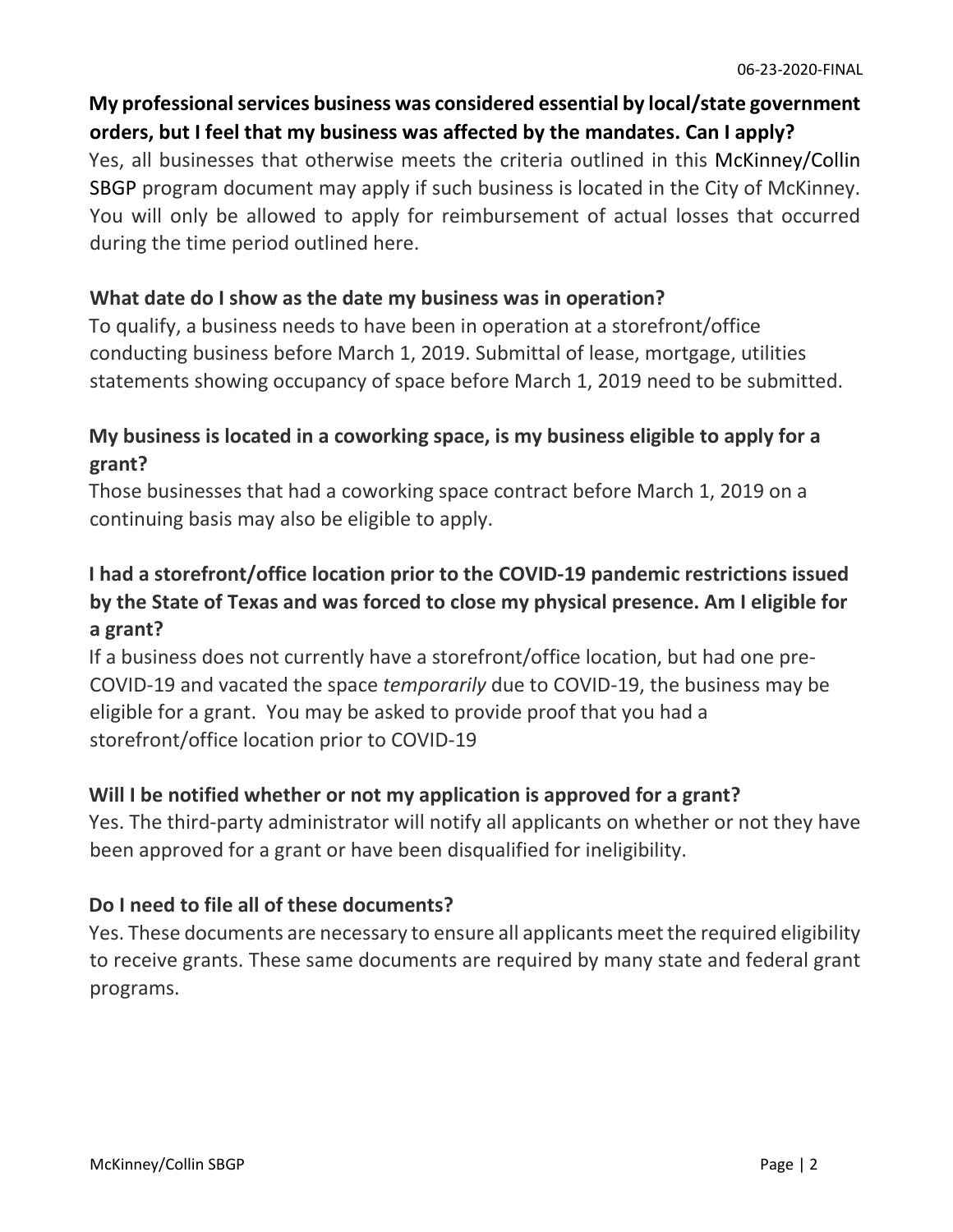**My professional services business was considered essential by local/state government orders, but I feel that my business was affected by the mandates. Can I apply?**

Yes, all businesses that otherwise meets the criteria outlined in this McKinney/Collin SBGP program document may apply if such business is located in the City of McKinney. You will only be allowed to apply for reimbursement of actual losses that occurred during the time period outlined here.

**What date do I show as the date my business was in operation?**

To qualify, a business needs to have been in operation at a storefront/office conducting business before March 1, 2019. Submittal of lease, mortgage, utilities statements showing occupancy of space before March 1, 2019 need to be submitted.

**My business is located in a coworking space, is my business eligible to apply for a grant?**

Those businesses that had a coworking space contract before March 1, 2019 on a continuing basis may also be eligible to apply.

**I had a storefront/office location prior to the COVID-19 pandemic restrictions issued by the State of Texas and was forced to close my physical presence. Am I eligible for a grant?**

If a business does not currently have a storefront/office location, but had one pre-COVID-19 and vacated the space *temporarily* due to COVID-19, the business may be eligible for a grant. You may be asked to provide proof that you had a storefront/office location prior to COVID-19

**Will I be notified whether or not my application is approved for a grant?**

Yes. The third-party administrator will notify all applicants on whether or not they have been approved for a grant or have been disqualified for ineligibility.

**Do I need to file all of these documents?**

Yes. These documents are necessary to ensure all applicants meet the required eligibility to receive grants. These same documents are required by many state and federal grant programs.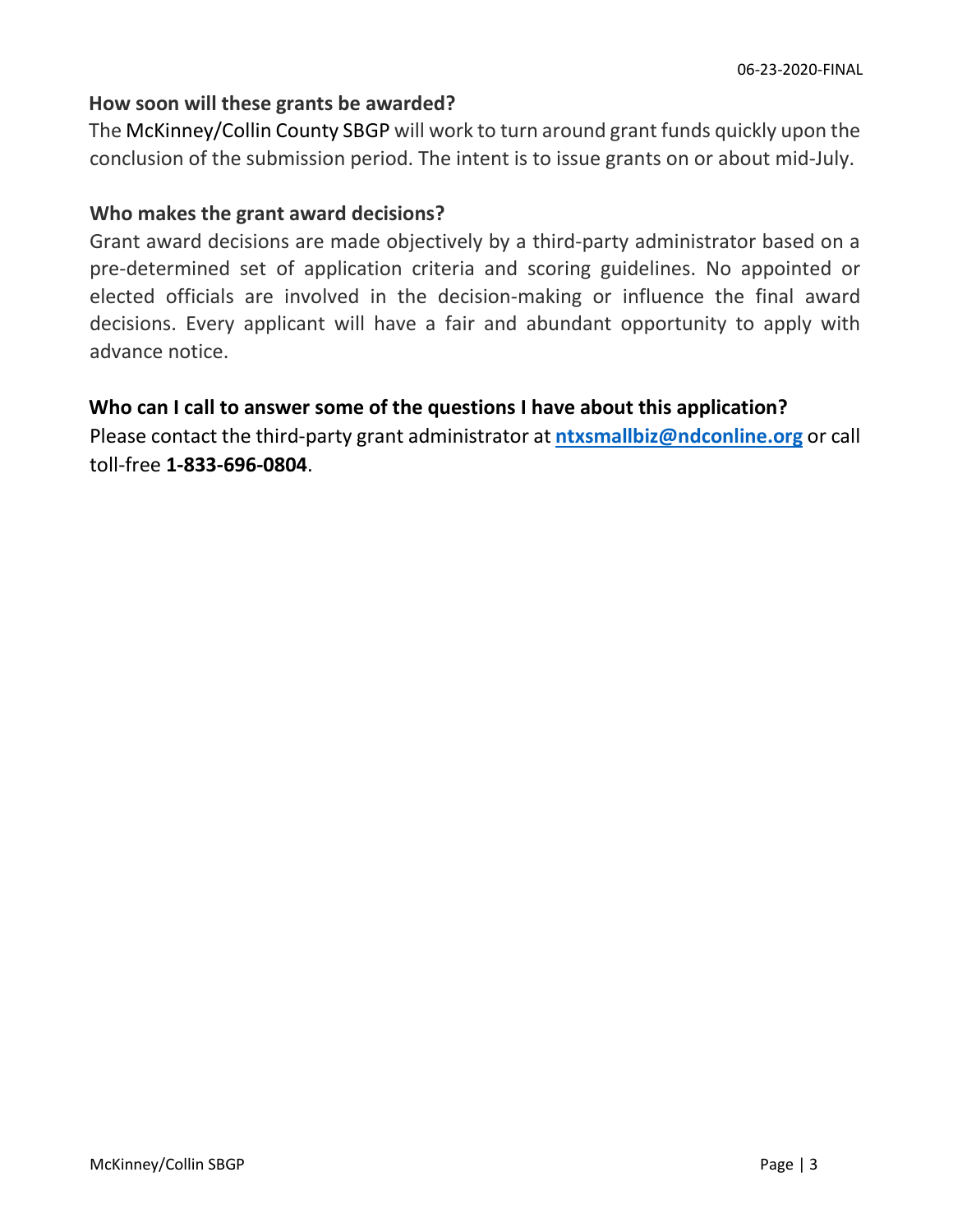**How soon will these grants be awarded?**

The McKinney/Collin County SBGP will work to turn around grant funds quickly upon the conclusion of the submission period. The intent is to issue grants on or about mid-July.

**Who makes the grant award decisions?**

Grant award decisions are made objectively by a third-party administrator based on a pre-determined set of application criteria and scoring guidelines. No appointed or elected officials are involved in the decision-making or influence the final award decisions. Every applicant will have a fair and abundant opportunity to apply with advance notice.

**Who can I call to answer some of the questions I have about this application?**

Please contact the third-party grant administrator at **ntxsmallbiz@ndconline.org** or call toll-free **1-833-696-0804**.